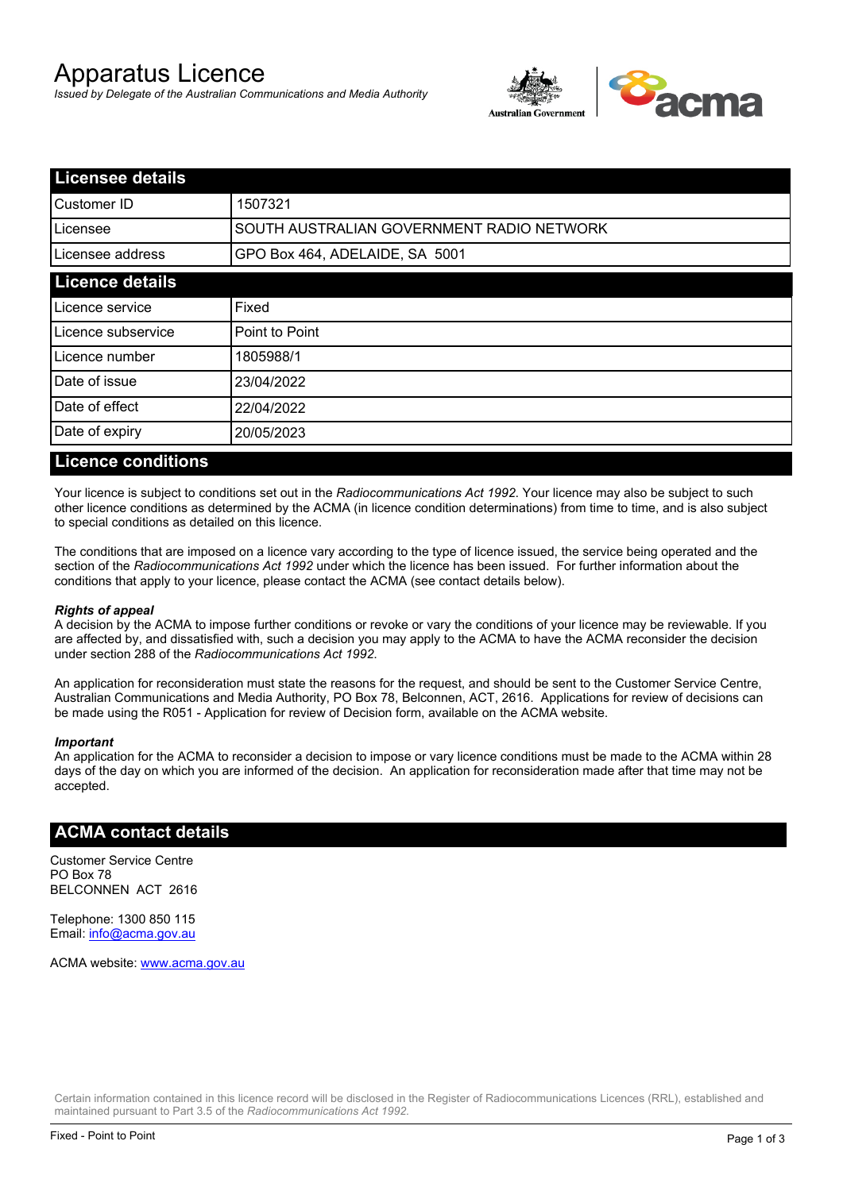# Apparatus Licence

*Issued by Delegate of the Australian Communications and Media Authority*

## Licensee details

| | |
|---|---|
| Customer ID | 1507321 |
| Licensee | SOUTH AUSTRALIAN GOVERNMENT RADIO NETWORK |
| Licensee address | GPO Box 464, ADELAIDE, SA 5001 |

## Licence details

| | |
|---|---|
| Licence service | Fixed |
| Licence subservice | Point to Point |
| Licence number | 1805988/1 |
| Date of issue | 23/04/2022 |
| Date of effect | 22/04/2022 |
| Date of expiry | 20/05/2023 |

## Licence conditions

Your licence is subject to conditions set out in the *Radiocommunications Act 1992*. Your licence may also be subject to such other licence conditions as determined by the ACMA (in licence condition determinations) from time to time, and is also subject to special conditions as detailed on this licence.

The conditions that are imposed on a licence vary according to the type of licence issued, the service being operated and the section of the *Radiocommunications Act 1992* under which the licence has been issued. For further information about the conditions that apply to your licence, please contact the ACMA (see contact details below).

***Rights of appeal***

A decision by the ACMA to impose further conditions or revoke or vary the conditions of your licence may be reviewable. If you are affected by, and dissatisfied with, such a decision you may apply to the ACMA to have the ACMA reconsider the decision under section 288 of the *Radiocommunications Act 1992*.

An application for reconsideration must state the reasons for the request, and should be sent to the Customer Service Centre, Australian Communications and Media Authority, PO Box 78, Belconnen, ACT, 2616. Applications for review of decisions can be made using the R051 - Application for review of Decision form, available on the ACMA website.

***Important***

An application for the ACMA to reconsider a decision to impose or vary licence conditions must be made to the ACMA within 28 days of the day on which you are informed of the decision. An application for reconsideration made after that time may not be accepted.

## ACMA contact details

Customer Service Centre
PO Box 78
BELCONNEN ACT 2616

Telephone: 1300 850 115
Email: info@acma.gov.au

ACMA website: www.acma.gov.au

Certain information contained in this licence record will be disclosed in the Register of Radiocommunications Licences (RRL), established and maintained pursuant to Part 3.5 of the *Radiocommunications Act 1992.*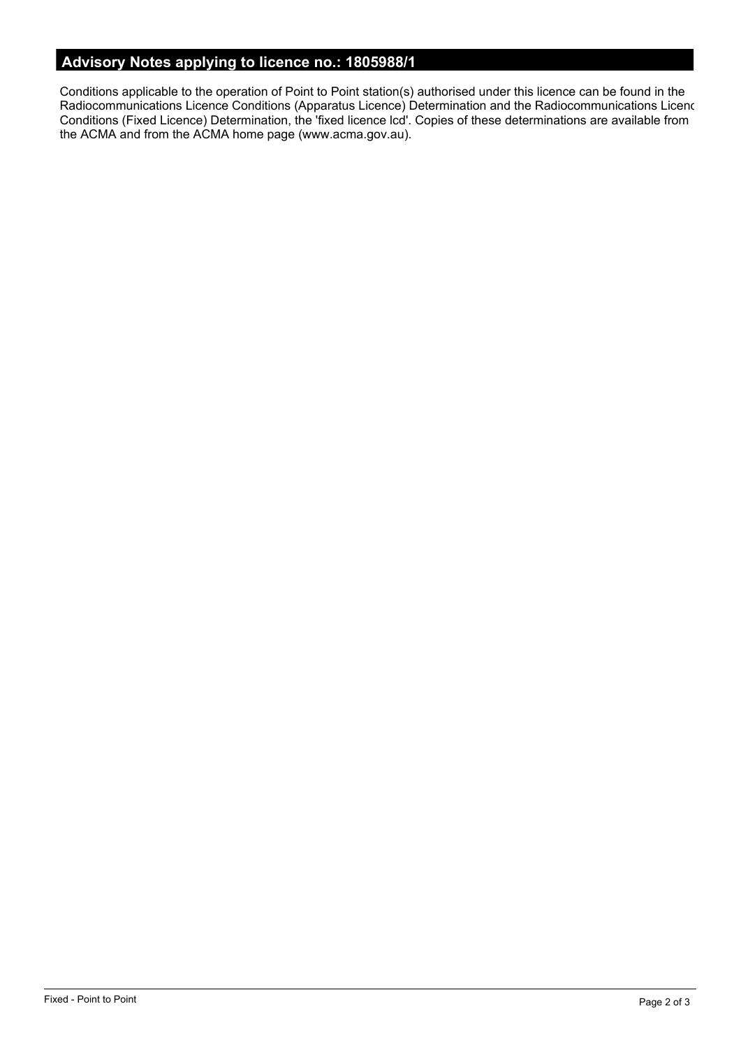## Advisory Notes applying to licence no.: 1805988/1

Conditions applicable to the operation of Point to Point station(s) authorised under this licence can be found in the Radiocommunications Licence Conditions (Apparatus Licence) Determination and the Radiocommunications Licenc Conditions (Fixed Licence) Determination, the 'fixed licence lcd'. Copies of these determinations are available from the ACMA and from the ACMA home page (www.acma.gov.au).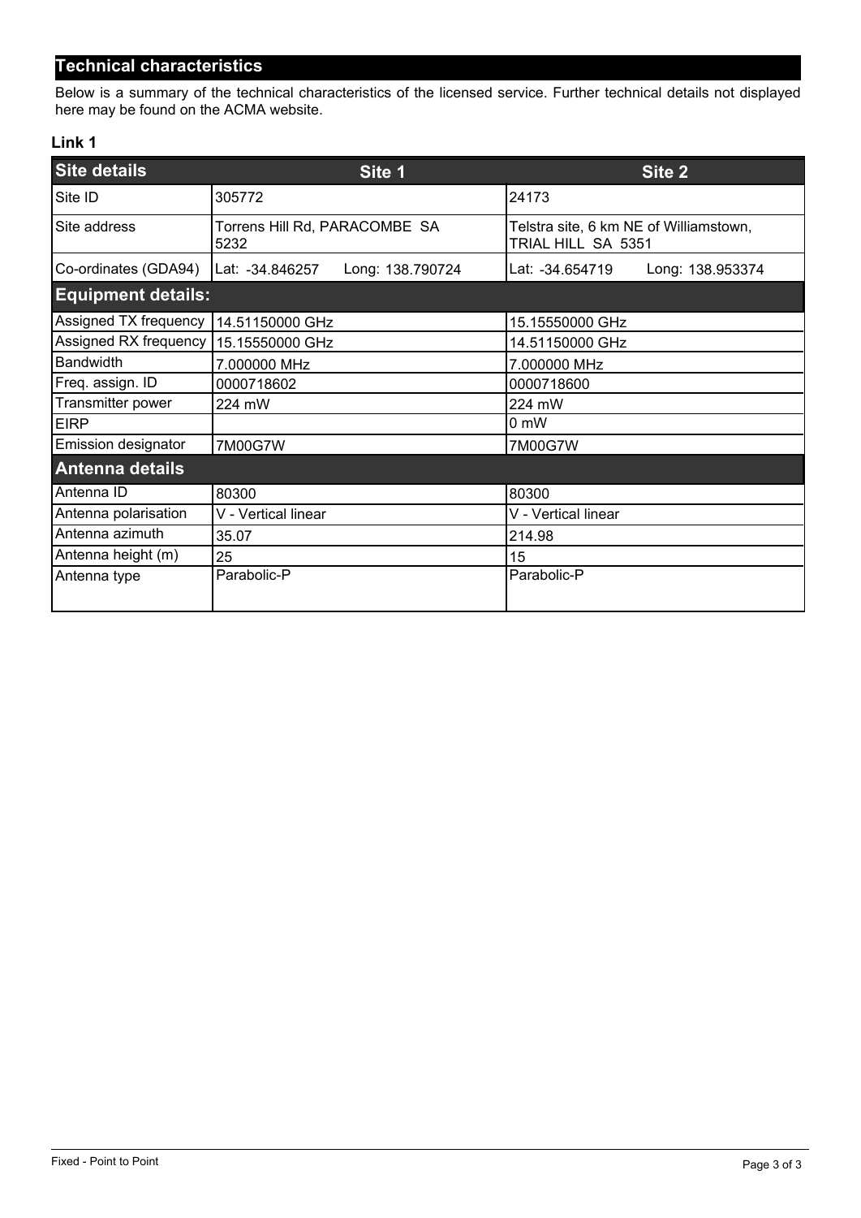## Technical characteristics

Below is a summary of the technical characteristics of the licensed service. Further technical details not displayed here may be found on the ACMA website.

### Link 1

| Site details | Site 1 | Site 2 |
| --- | --- | --- |
| Site ID | 305772 | 24173 |
| Site address | Torrens Hill Rd, PARACOMBE SA 5232 | Telstra site, 6 km NE of Williamstown, TRIAL HILL SA 5351 |
| Co-ordinates (GDA94) | Lat: -34.846257 Long: 138.790724 | Lat: -34.654719 Long: 138.953374 |
| **Equipment details:** | | |
| Assigned TX frequency | 14.51150000 GHz | 15.15550000 GHz |
| Assigned RX frequency | 15.15550000 GHz | 14.51150000 GHz |
| Bandwidth | 7.000000 MHz | 7.000000 MHz |
| Freq. assign. ID | 0000718602 | 0000718600 |
| Transmitter power | 224 mW | 224 mW |
| EIRP | | 0 mW |
| Emission designator | 7M00G7W | 7M00G7W |
| **Antenna details** | | |
| Antenna ID | 80300 | 80300 |
| Antenna polarisation | V - Vertical linear | V - Vertical linear |
| Antenna azimuth | 35.07 | 214.98 |
| Antenna height (m) | 25 | 15 |
| Antenna type | Parabolic-P | Parabolic-P |

Fixed - Point to Point